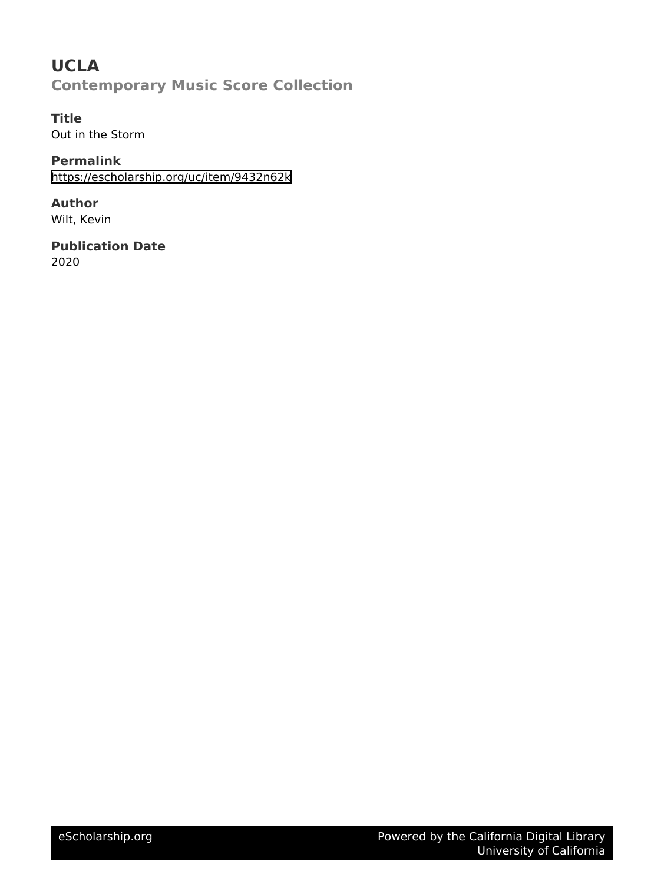# UCLA

## Contemporary Music Score Collection

### Title

Out in the Storm

### Permalink

https://escholarship.org/uc/item/9432n62k

### Author

Wilt, Kevin

### Publication Date

2020

eScholarship.org Powered by the California Digital Library University of California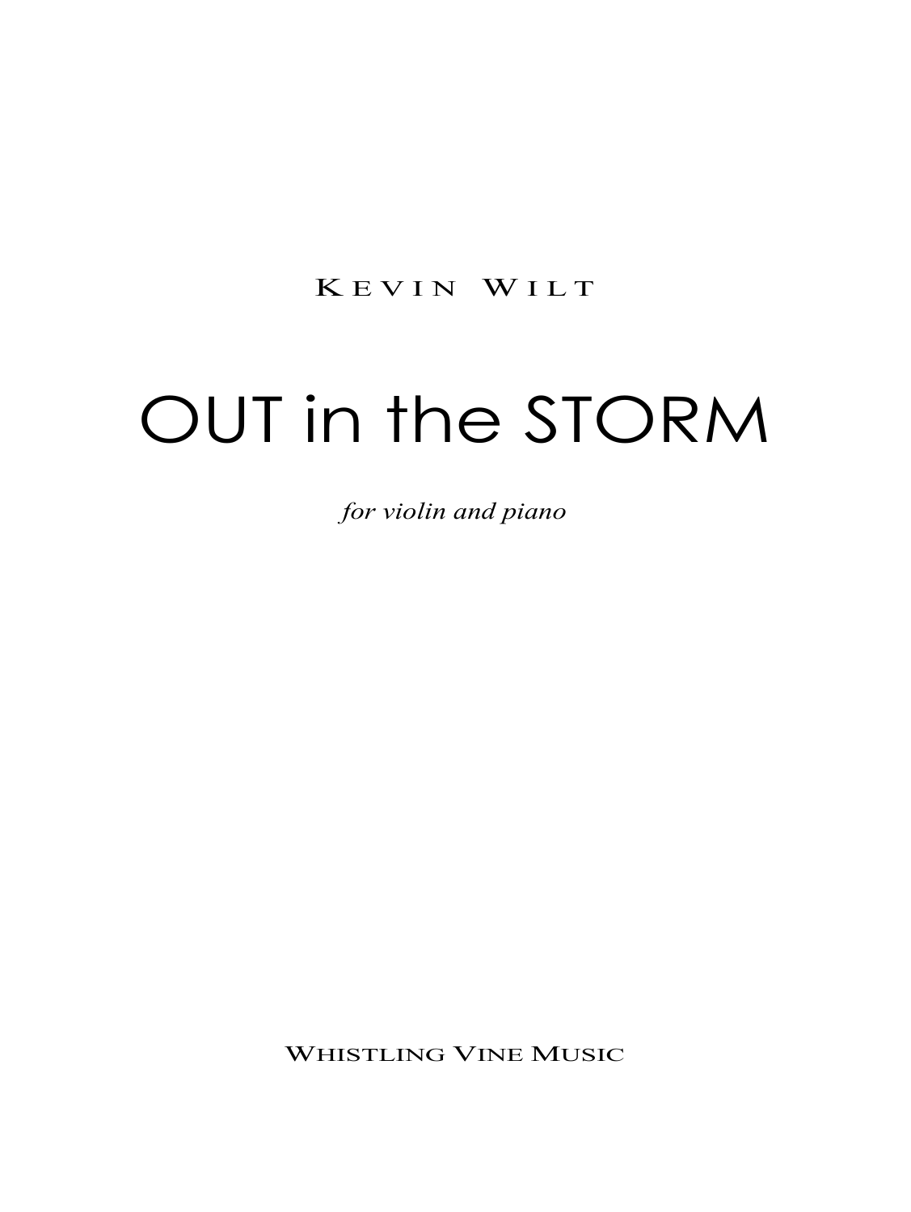Kevin Wilt

# OUT in the STORM

*for violin and piano*

Whistling Vine Music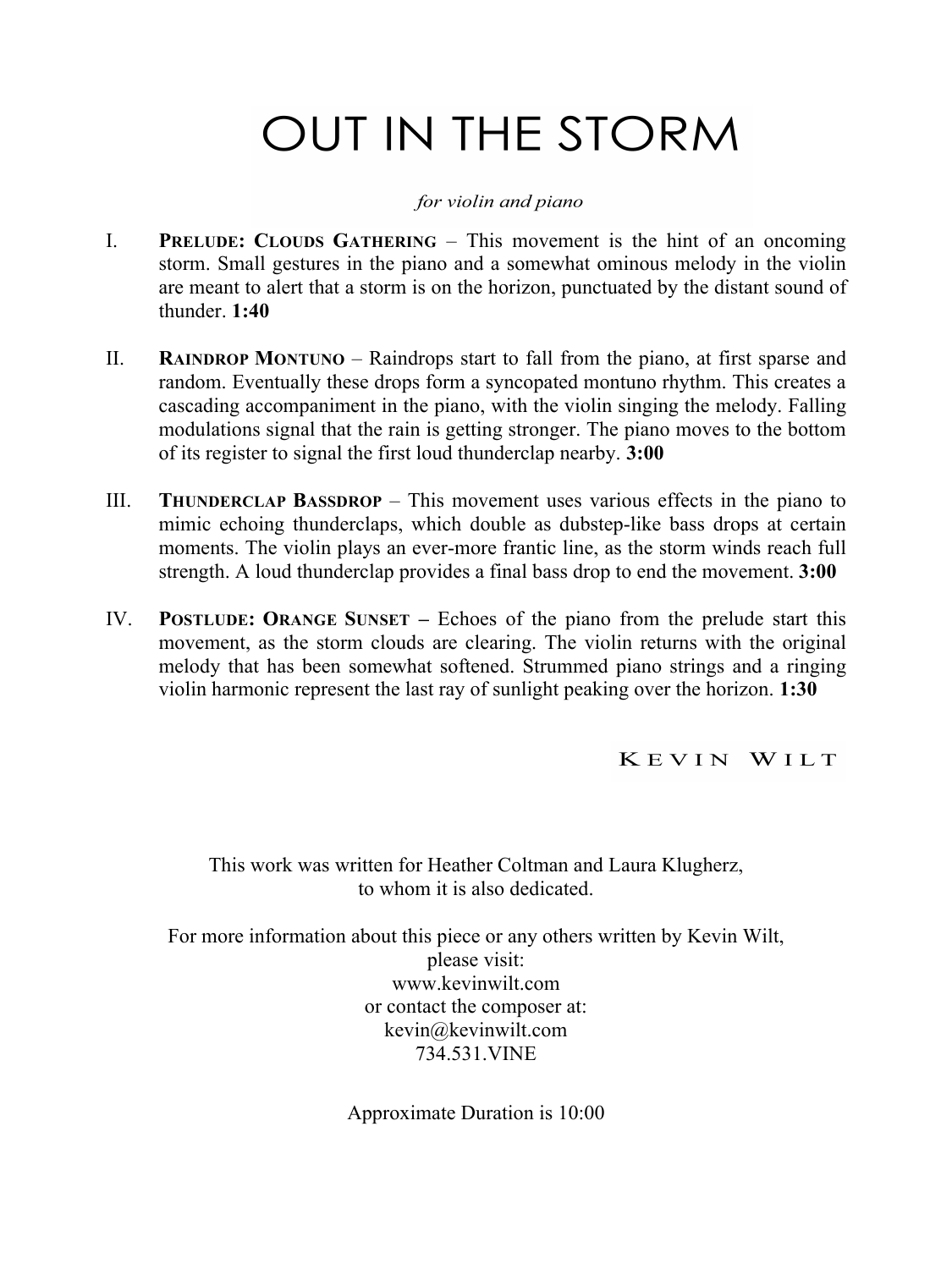# OUT IN THE STORM

*for violin and piano*

I. **Prelude: Clouds Gathering** – This movement is the hint of an oncoming storm. Small gestures in the piano and a somewhat ominous melody in the violin are meant to alert that a storm is on the horizon, punctuated by the distant sound of thunder. **1:40**

II. **Raindrop Montuno** – Raindrops start to fall from the piano, at first sparse and random. Eventually these drops form a syncopated montuno rhythm. This creates a cascading accompaniment in the piano, with the violin singing the melody. Falling modulations signal that the rain is getting stronger. The piano moves to the bottom of its register to signal the first loud thunderclap nearby. **3:00**

III. **Thunderclap Bassdrop** – This movement uses various effects in the piano to mimic echoing thunderclaps, which double as dubstep-like bass drops at certain moments. The violin plays an ever-more frantic line, as the storm winds reach full strength. A loud thunderclap provides a final bass drop to end the movement. **3:00**

IV. **Postlude: Orange Sunset** – Echoes of the piano from the prelude start this movement, as the storm clouds are clearing. The violin returns with the original melody that has been somewhat softened. Strummed piano strings and a ringing violin harmonic represent the last ray of sunlight peaking over the horizon. **1:30**

KEVIN WILT

This work was written for Heather Coltman and Laura Klugherz, to whom it is also dedicated.

For more information about this piece or any others written by Kevin Wilt, please visit:
www.kevinwilt.com
or contact the composer at:
kevin@kevinwilt.com
734.531.VINE

Approximate Duration is 10:00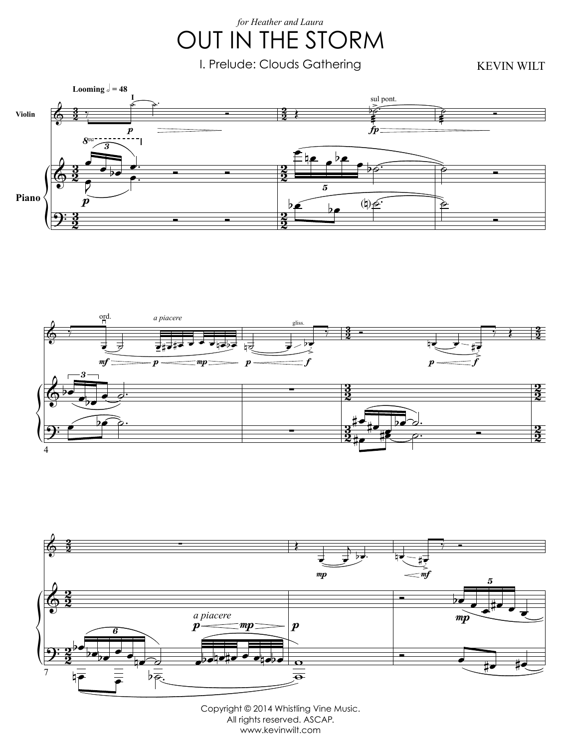*for Heather and Laura*

# OUT IN THE STORM

## I. Prelude: Clouds Gathering

KEVIN WILT

Copyright © 2014 Whistling Vine Music.
All rights reserved. ASCAP.
www.kevinwilt.com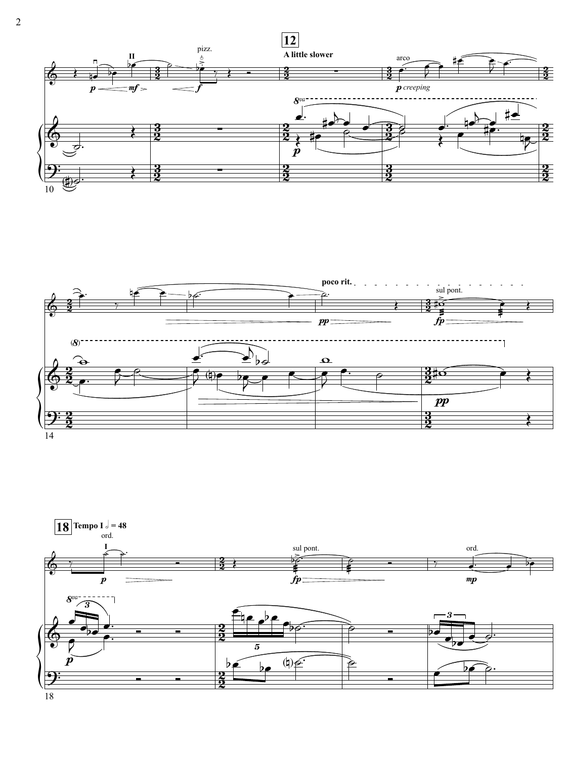**12** A little slower

arco

*p creeping*

poco rit.

sul pont.

**18** Tempo I 𝅗𝅥 = 48

ord.

sul pont.

ord.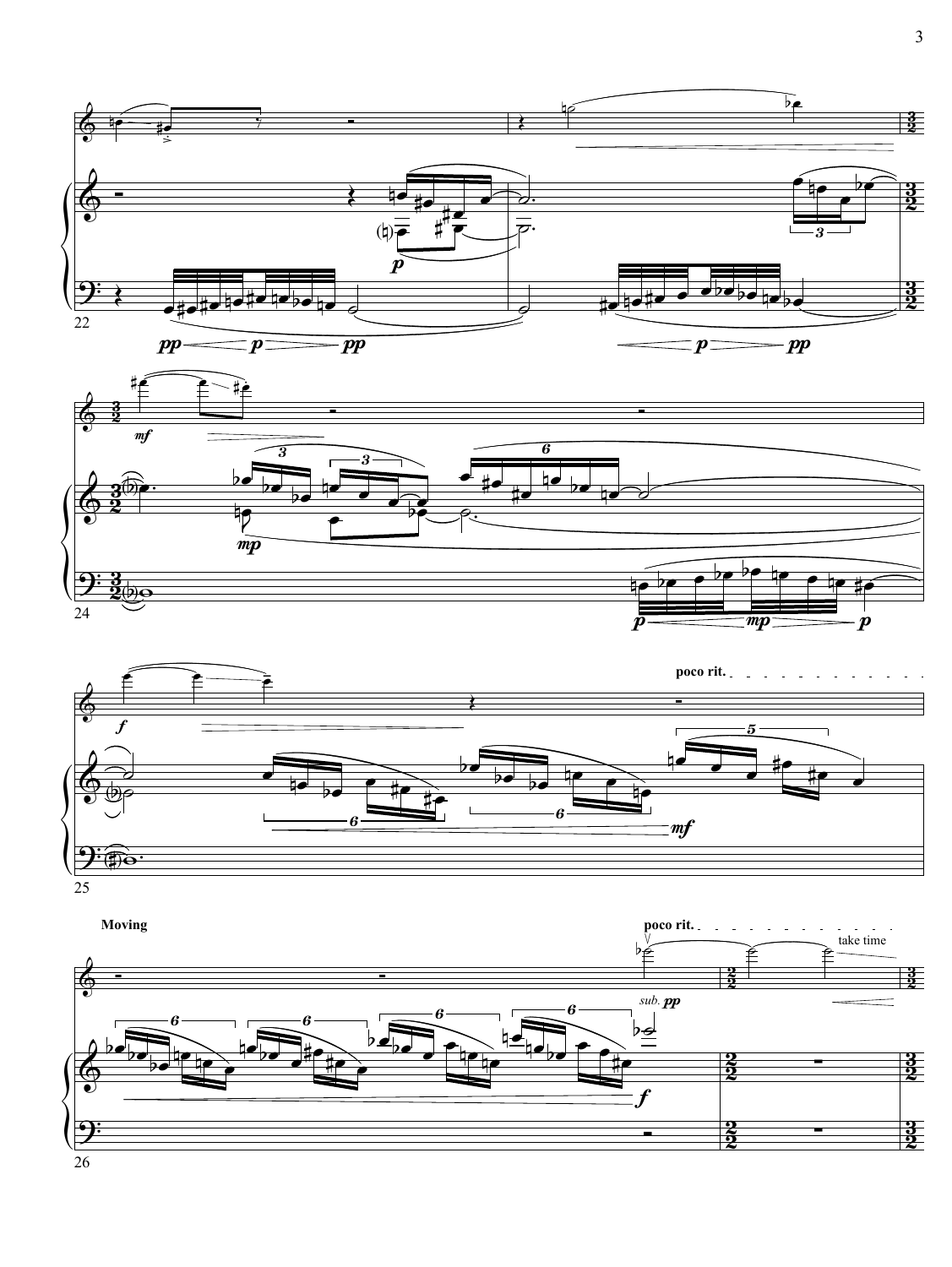poco rit.

Moving

poco rit.

take time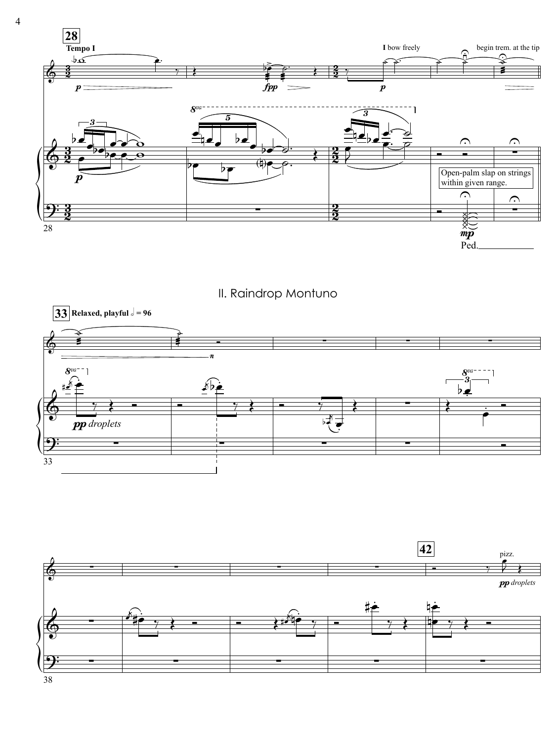## II. Raindrop Montuno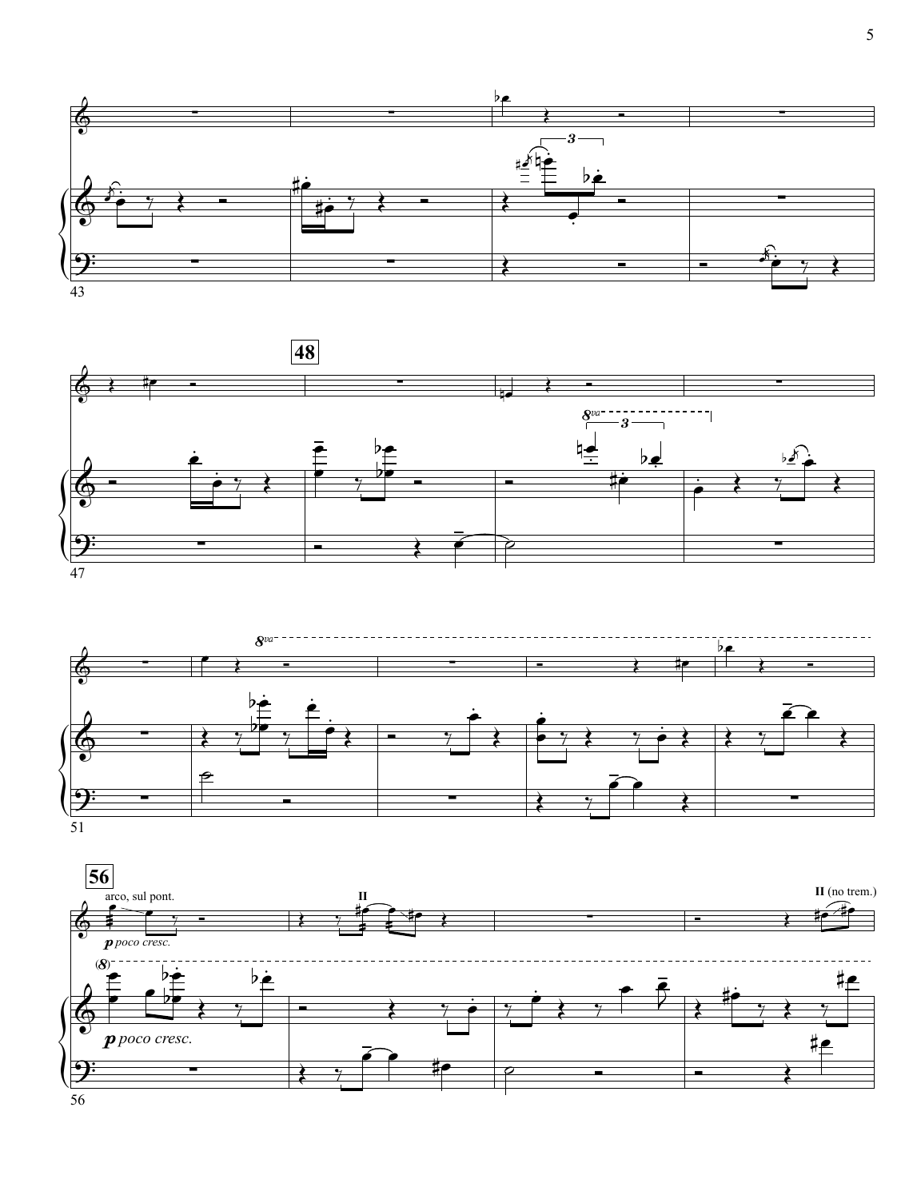**48**

**56**

arco, sul pont.

*p poco cresc.*

II

II (no trem.)

*p poco cresc.*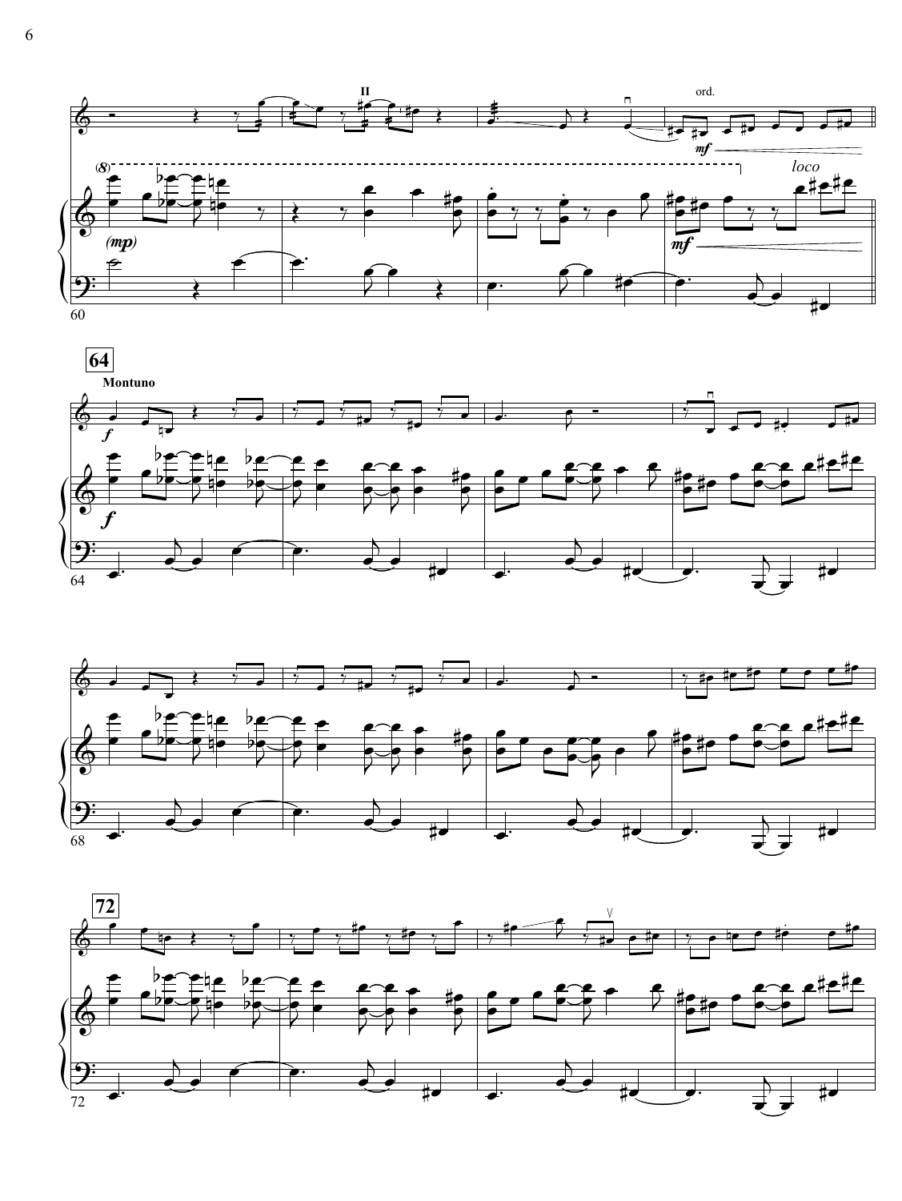**64**

**Montuno**

**72**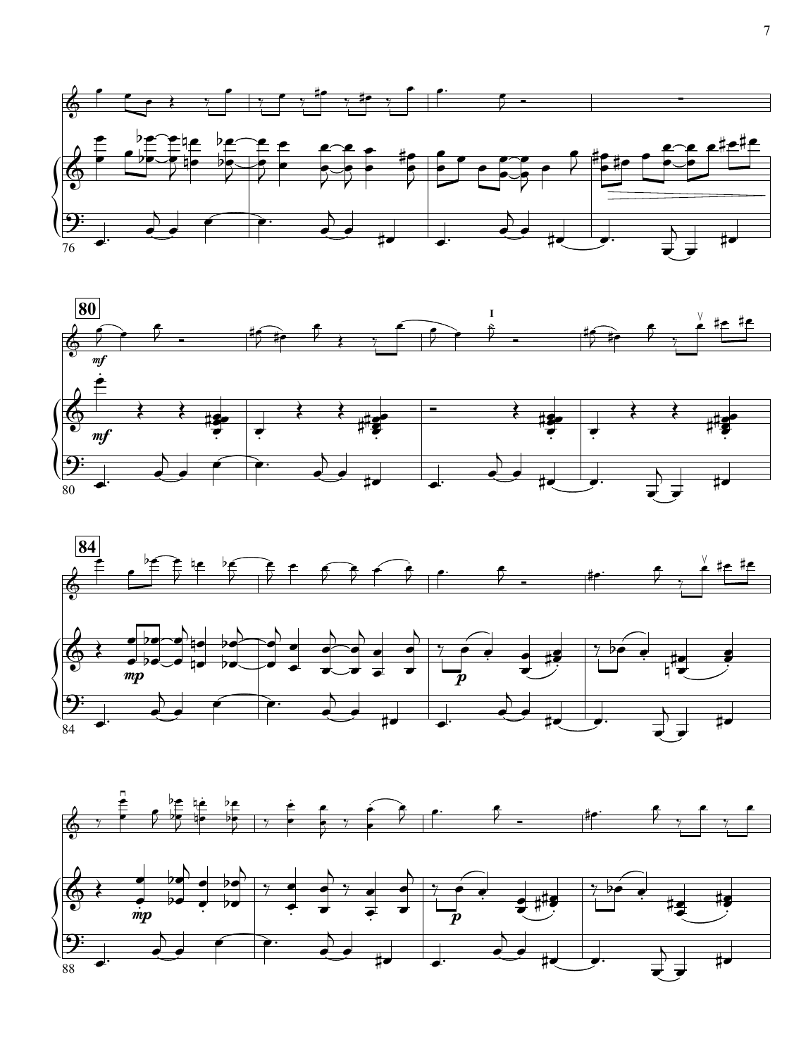**80**

**84**

76

80

84

88

*mf*

*mp*

*p*

I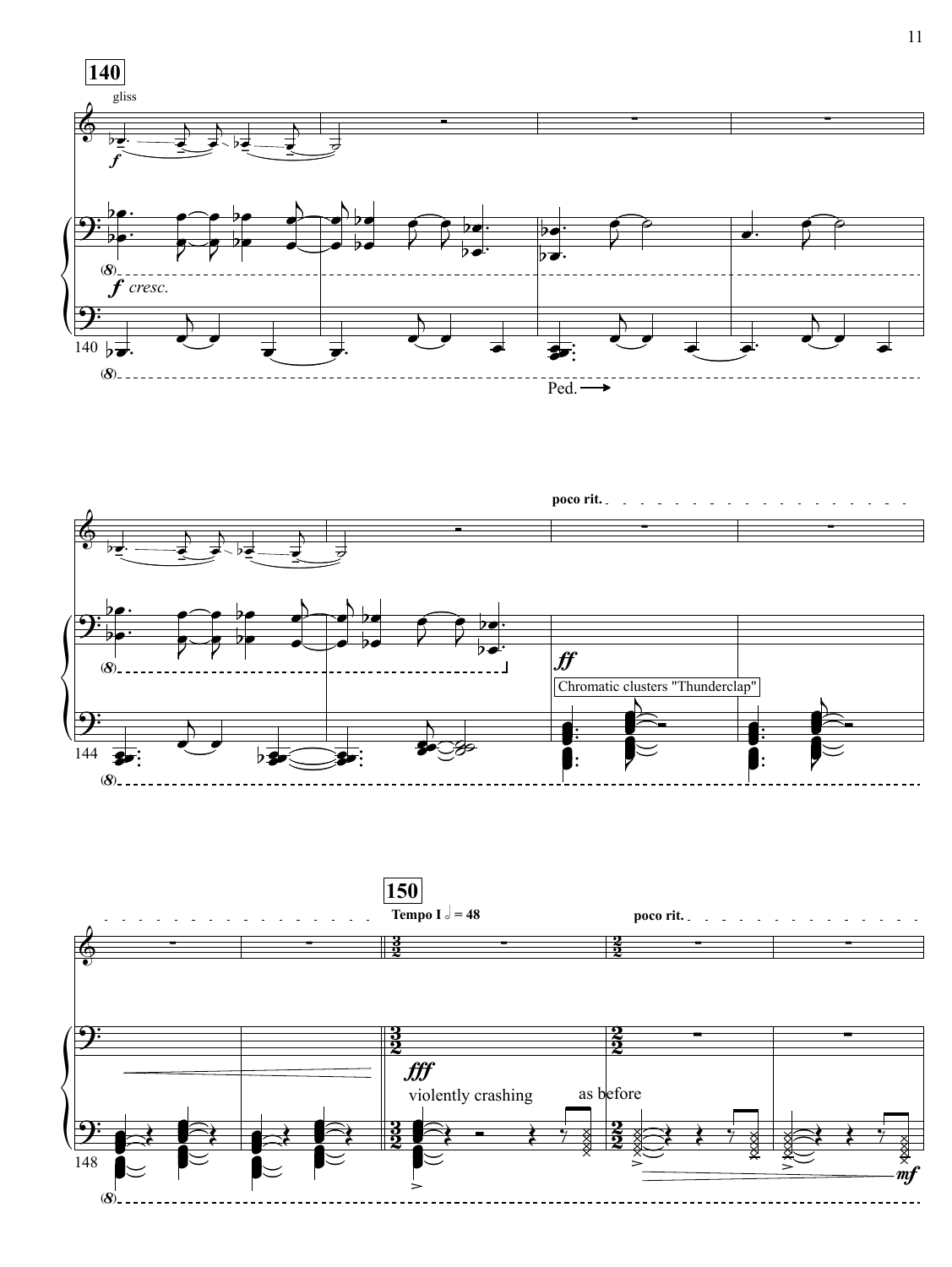**140**

gliss

*f*

*f* *cresc.*

(8)

140

(8)

Ped.⟶

poco rit.

(8)

*ff*

Chromatic clusters "Thunderclap"

144

(8)

**150**

**Tempo I** 𝅗𝅥 **= 48**

poco rit.

*fff*

violently crashing

as before

*mf*

148

(8)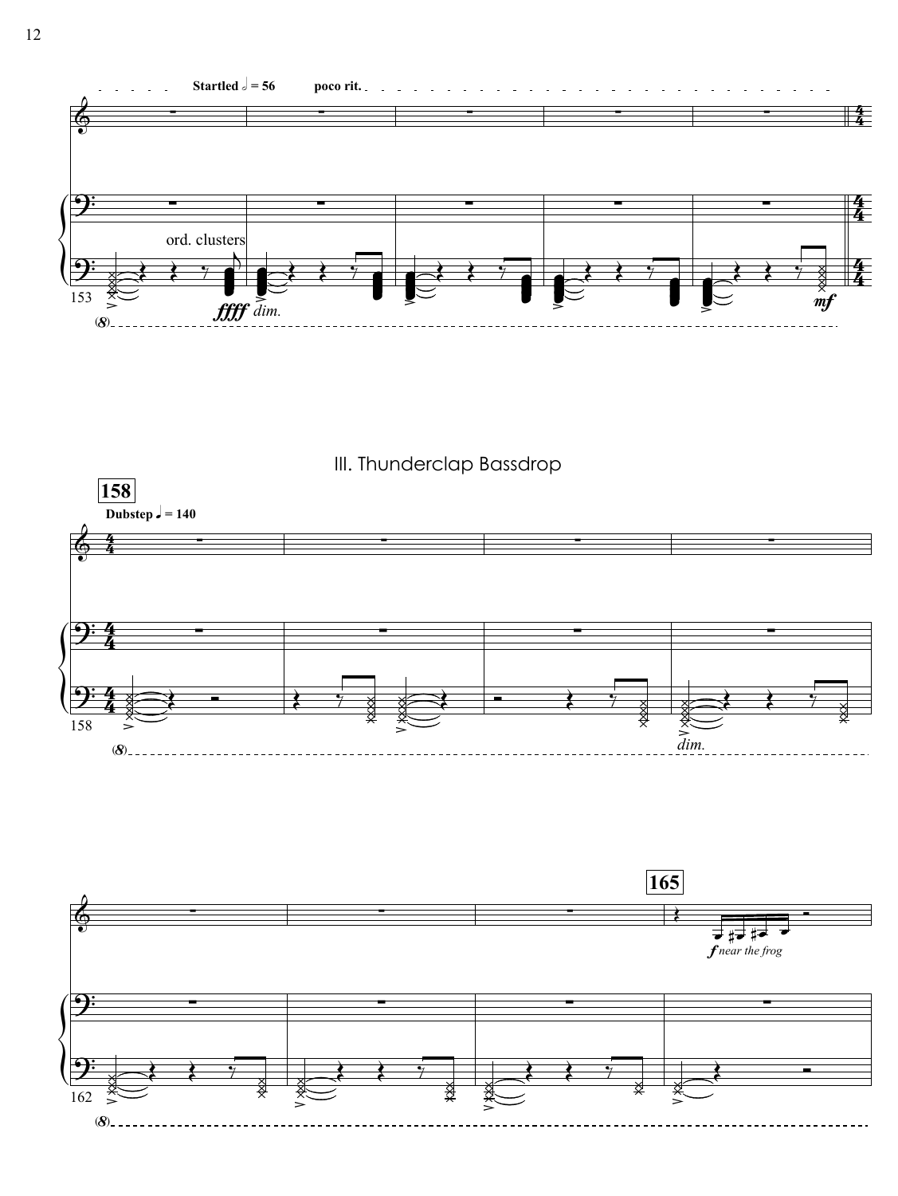# III. Thunderclap Bassdrop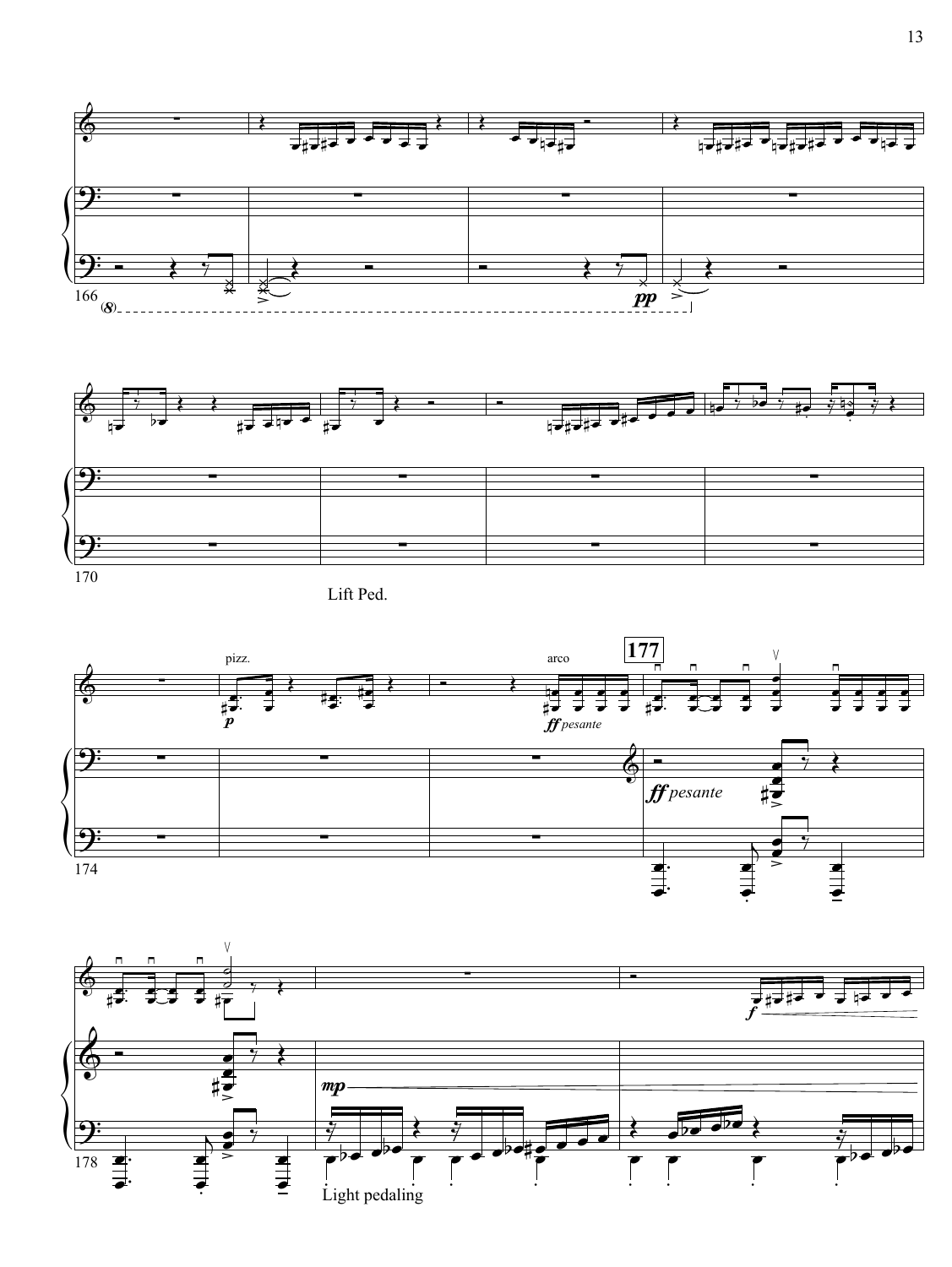166

170

Lift Ped.

174

pizz.

*p*

arco

*ff pesante*

**177**

*ff pesante*

178

*mp*

*f*

Light pedaling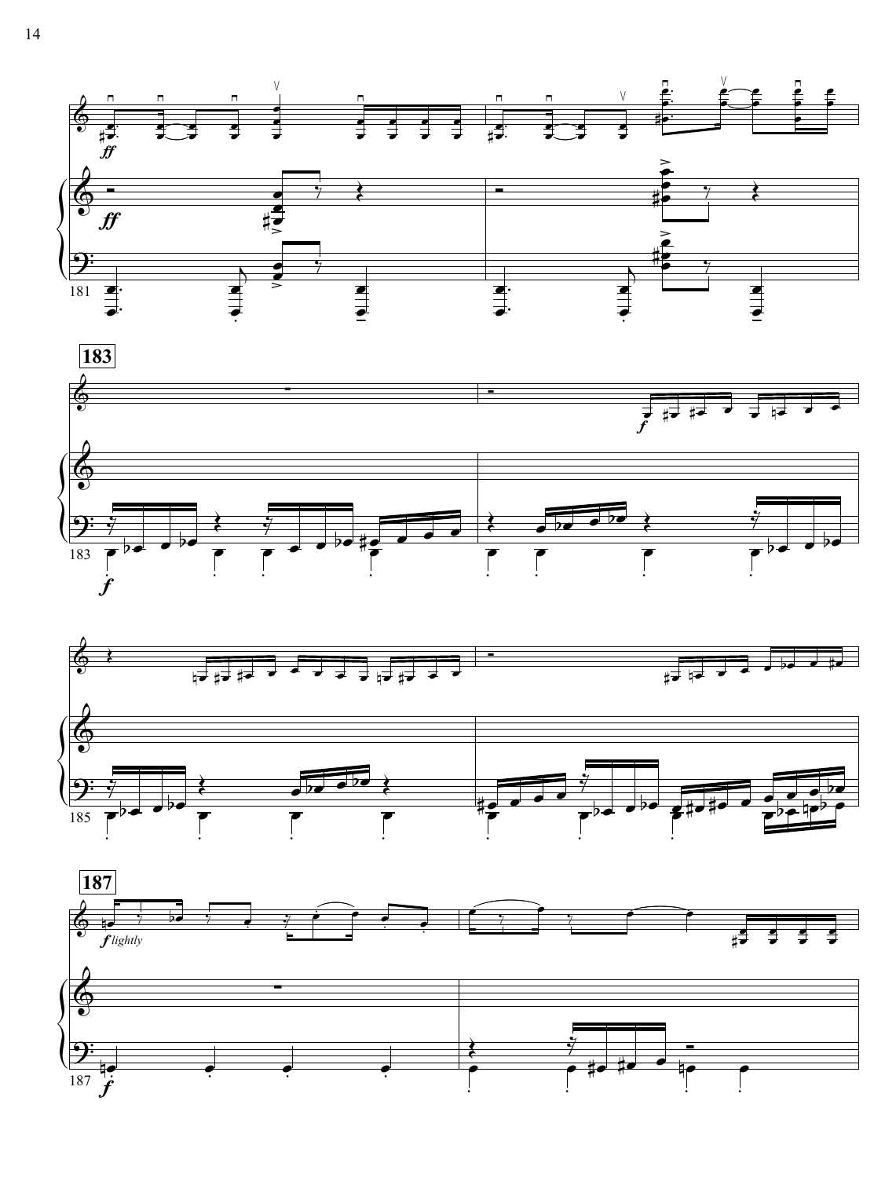**183**

**187**

*f lightly*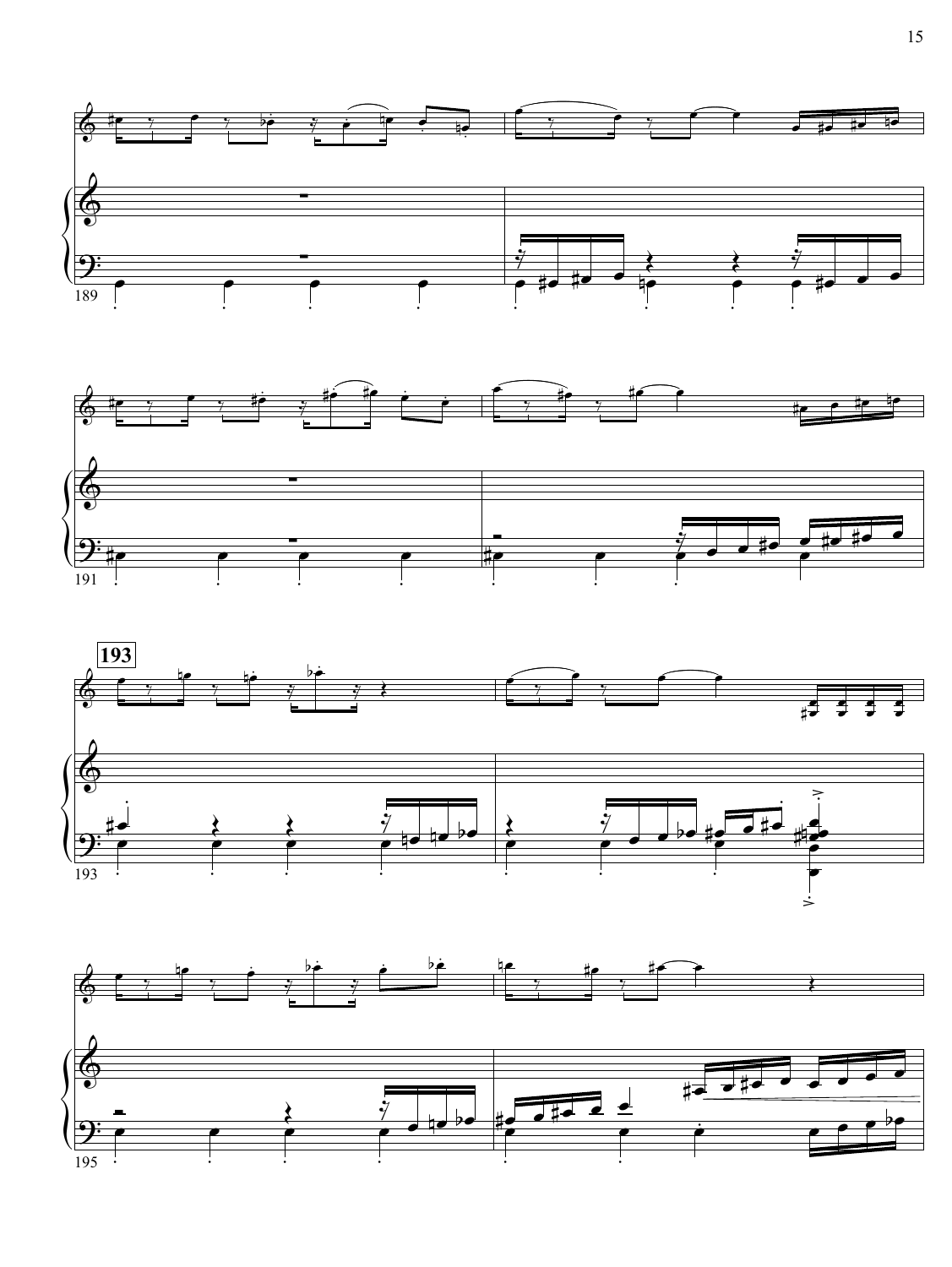189

191

**193**

193

195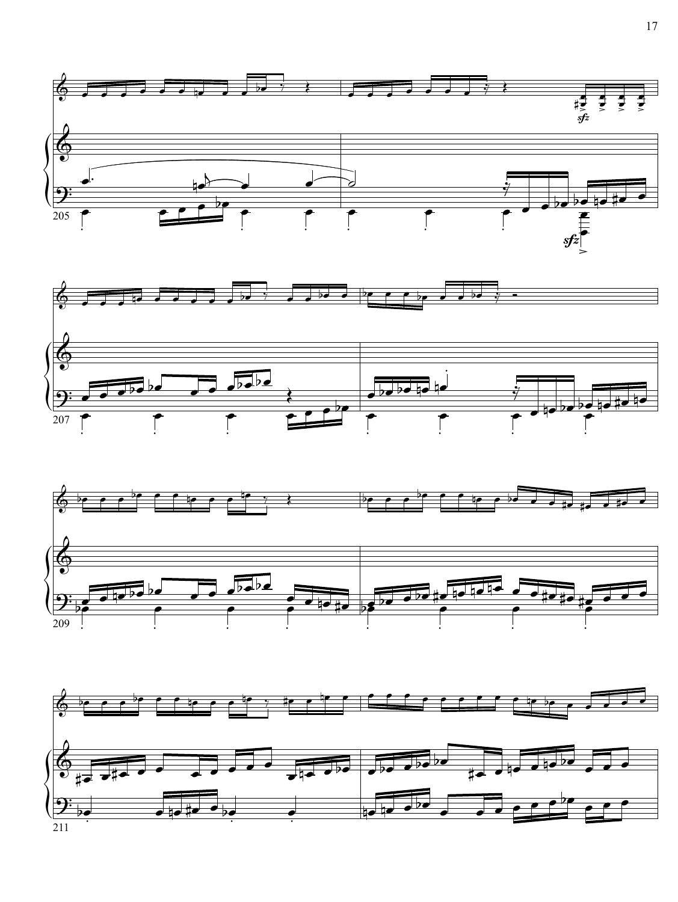*sfz*

*sfz*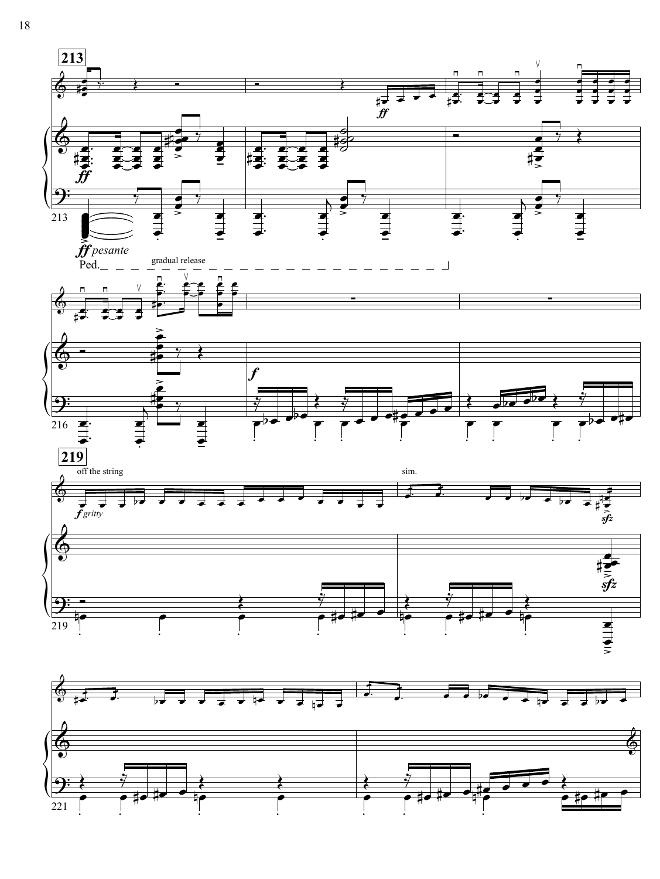**213**

*ff*

*ff*

213

*ff pesante*

Ped. gradual release

216

*f*

**219**

off the string

*f gritty*

sim.

*sfz*

*sfz*

219

221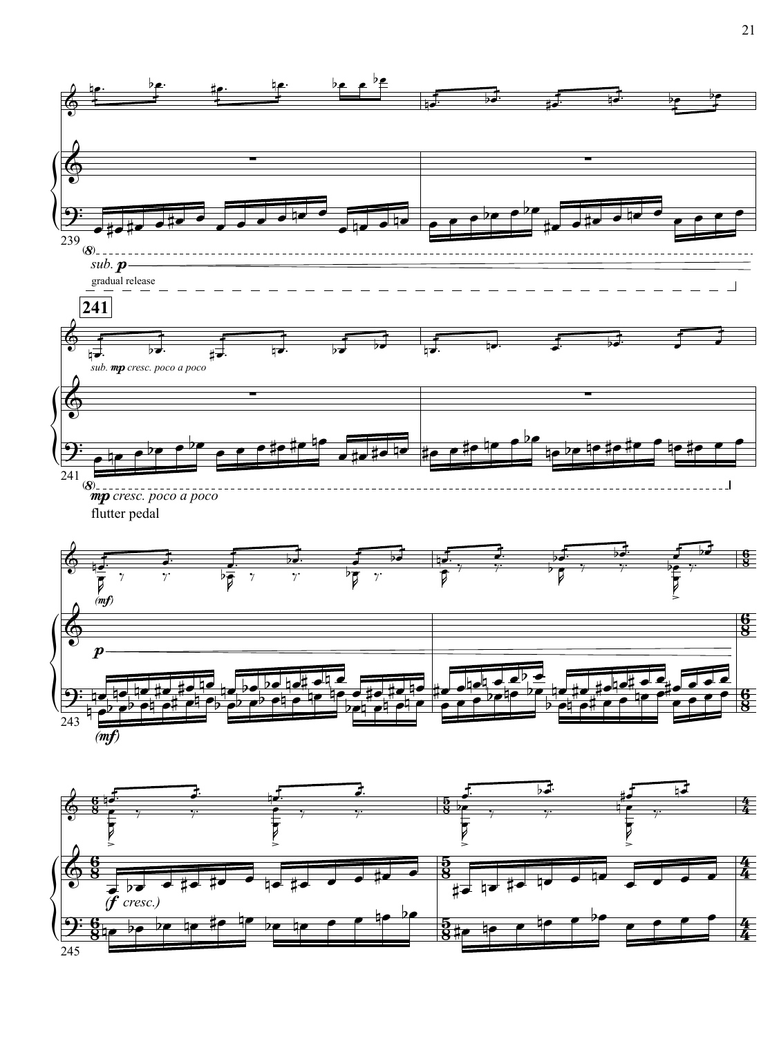sub. **p**

gradual release

**241**

sub. **mp** cresc. poco a poco

**mp** cresc. poco a poco

flutter pedal

(**mf**)

**p**

(**mf**)

(**f** cresc.)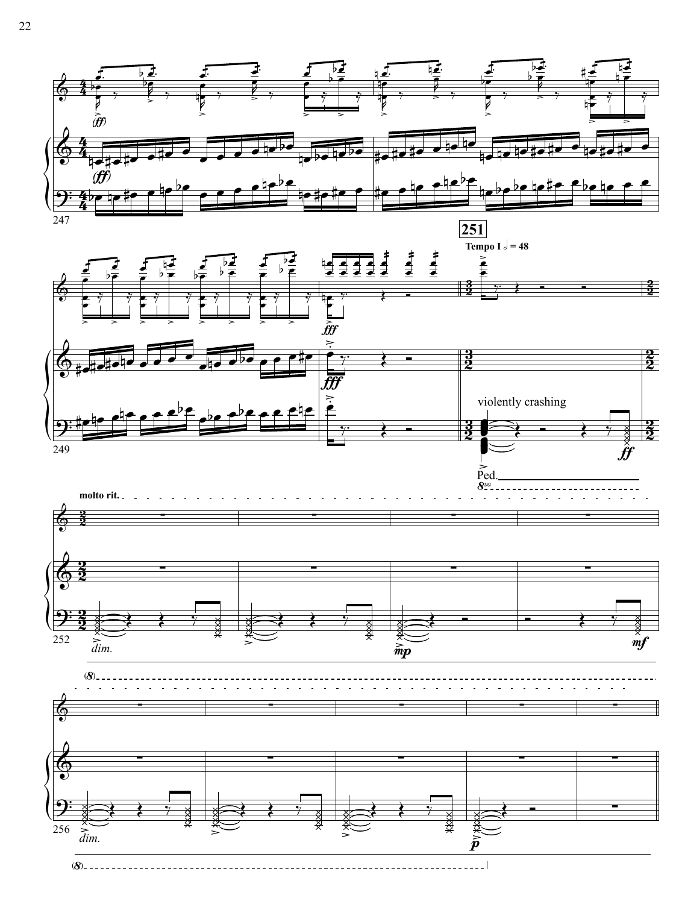**251**

**Tempo I** 𝅗𝅥 = 48

violently crashing

Ped.

**molto rit.**

*dim.*

*dim.*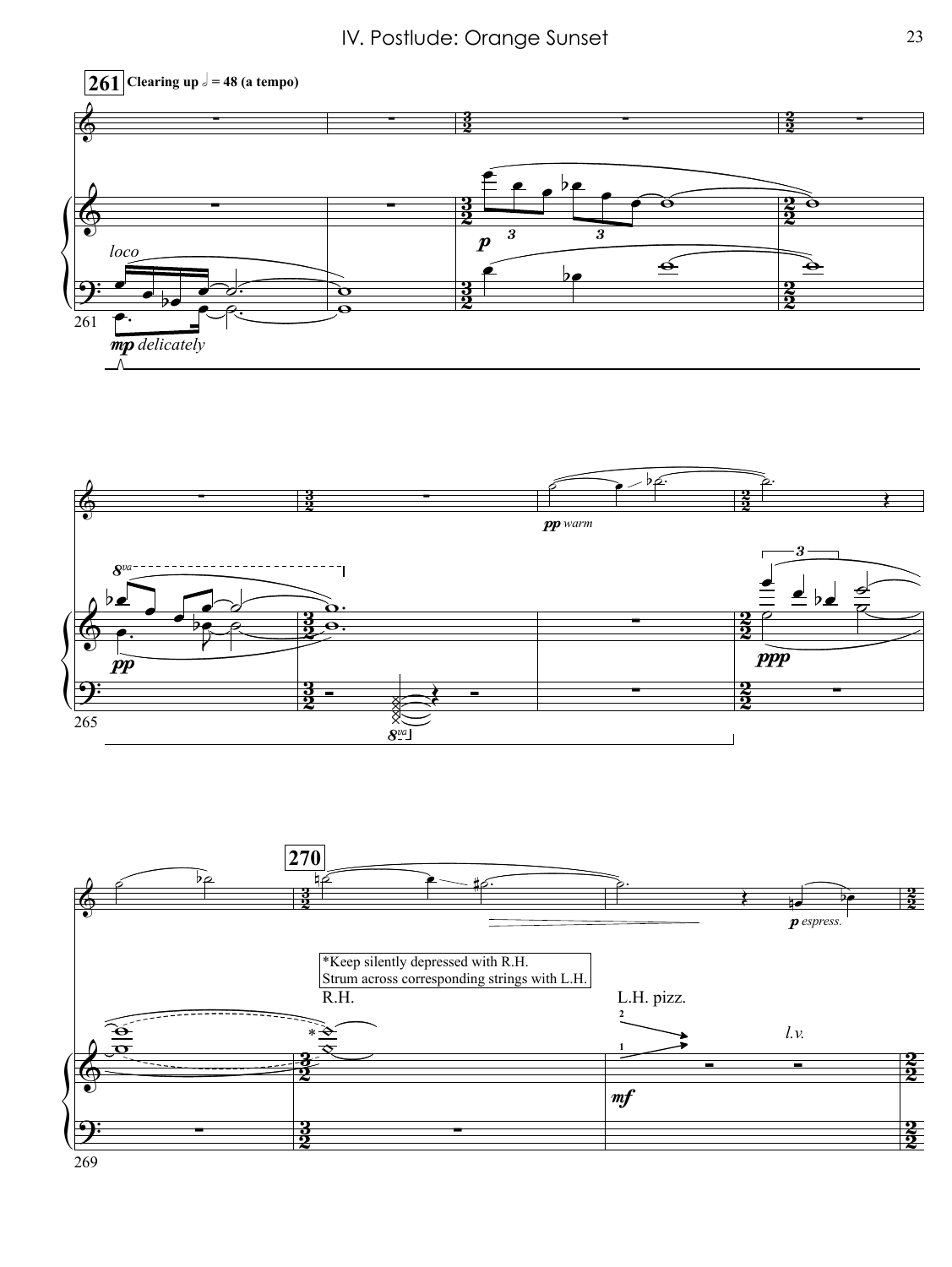# IV. Postlude: Orange Sunset

**261** **Clearing up** 𝅗𝅥 **= 48 (a tempo)**

*loco*

*mp delicately*

*p*

*pp*

*pp warm*

*ppp*

**270**

*Keep silently depressed with R.H.
Strum across corresponding strings with L.H.

R.H.

L.H. pizz.

*l.v.*

*mf*

*p espress.*